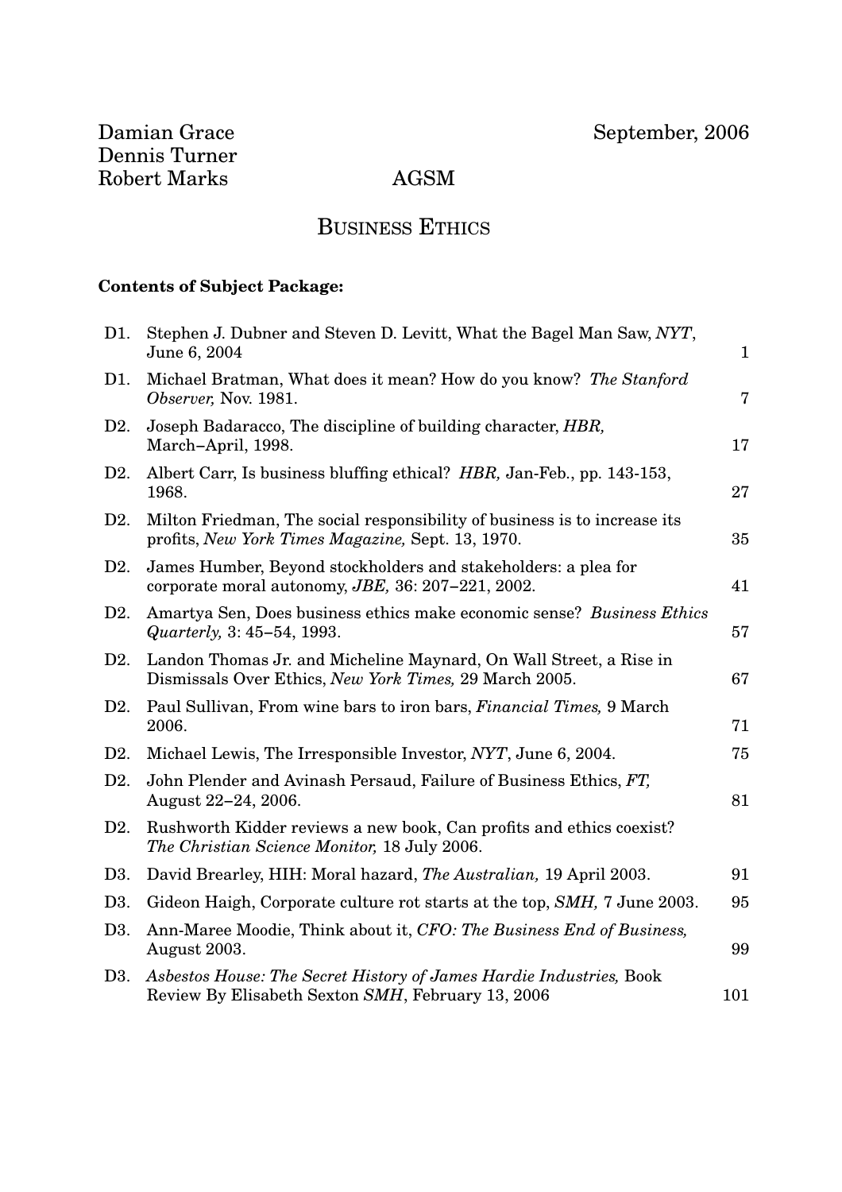Damian Grace
Dennis Turner
Robert Marks

September, 2006

AGSM

# BUSINESS ETHICS

**Contents of Subject Package:**

| | | |
|---|---|---|
| D1. | Stephen J. Dubner and Steven D. Levitt, What the Bagel Man Saw, *NYT*, June 6, 2004 | 1 |
| D1. | Michael Bratman, What does it mean? How do you know? *The Stanford Observer,* Nov. 1981. | 7 |
| D2. | Joseph Badaracco, The discipline of building character, *HBR,* March–April, 1998. | 17 |
| D2. | Albert Carr, Is business bluffing ethical? *HBR,* Jan-Feb., pp. 143-153, 1968. | 27 |
| D2. | Milton Friedman, The social responsibility of business is to increase its profits, *New York Times Magazine,* Sept. 13, 1970. | 35 |
| D2. | James Humber, Beyond stockholders and stakeholders: a plea for corporate moral autonomy, *JBE,* 36: 207–221, 2002. | 41 |
| D2. | Amartya Sen, Does business ethics make economic sense? *Business Ethics Quarterly,* 3: 45–54, 1993. | 57 |
| D2. | Landon Thomas Jr. and Micheline Maynard, On Wall Street, a Rise in Dismissals Over Ethics, *New York Times,* 29 March 2005. | 67 |
| D2. | Paul Sullivan, From wine bars to iron bars, *Financial Times,* 9 March 2006. | 71 |
| D2. | Michael Lewis, The Irresponsible Investor, *NYT*, June 6, 2004. | 75 |
| D2. | John Plender and Avinash Persaud, Failure of Business Ethics, *FT,* August 22–24, 2006. | 81 |
| D2. | Rushworth Kidder reviews a new book, Can profits and ethics coexist? *The Christian Science Monitor,* 18 July 2006. | |
| D3. | David Brearley, HIH: Moral hazard, *The Australian,* 19 April 2003. | 91 |
| D3. | Gideon Haigh, Corporate culture rot starts at the top, *SMH,* 7 June 2003. | 95 |
| D3. | Ann-Maree Moodie, Think about it, *CFO: The Business End of Business,* August 2003. | 99 |
| D3. | *Asbestos House: The Secret History of James Hardie Industries,* Book Review By Elisabeth Sexton *SMH*, February 13, 2006 | 101 |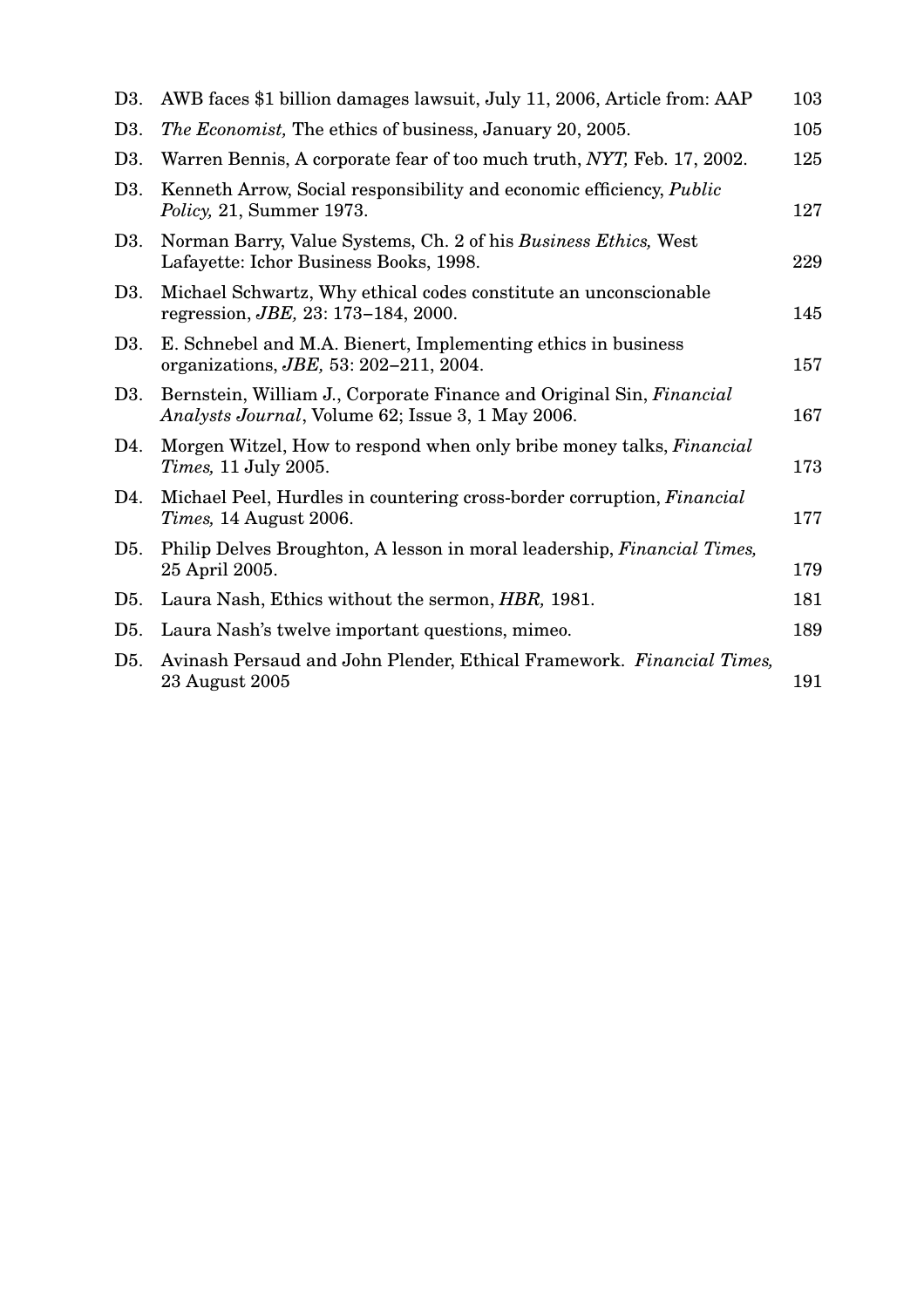| | | |
|---|---|---|
| D3. | AWB faces $1 billion damages lawsuit, July 11, 2006, Article from: AAP | 103 |
| D3. | *The Economist,* The ethics of business, January 20, 2005. | 105 |
| D3. | Warren Bennis, A corporate fear of too much truth, *NYT,* Feb. 17, 2002. | 125 |
| D3. | Kenneth Arrow, Social responsibility and economic efficiency, *Public Policy,* 21, Summer 1973. | 127 |
| D3. | Norman Barry, Value Systems, Ch. 2 of his *Business Ethics,* West Lafayette: Ichor Business Books, 1998. | 229 |
| D3. | Michael Schwartz, Why ethical codes constitute an unconscionable regression, *JBE,* 23: 173–184, 2000. | 145 |
| D3. | E. Schnebel and M.A. Bienert, Implementing ethics in business organizations, *JBE,* 53: 202–211, 2004. | 157 |
| D3. | Bernstein, William J., Corporate Finance and Original Sin, *Financial Analysts Journal*, Volume 62; Issue 3, 1 May 2006. | 167 |
| D4. | Morgen Witzel, How to respond when only bribe money talks, *Financial Times,* 11 July 2005. | 173 |
| D4. | Michael Peel, Hurdles in countering cross-border corruption, *Financial Times,* 14 August 2006. | 177 |
| D5. | Philip Delves Broughton, A lesson in moral leadership, *Financial Times,* 25 April 2005. | 179 |
| D5. | Laura Nash, Ethics without the sermon, *HBR,* 1981. | 181 |
| D5. | Laura Nash's twelve important questions, mimeo. | 189 |
| D5. | Avinash Persaud and John Plender, Ethical Framework. *Financial Times,* 23 August 2005 | 191 |